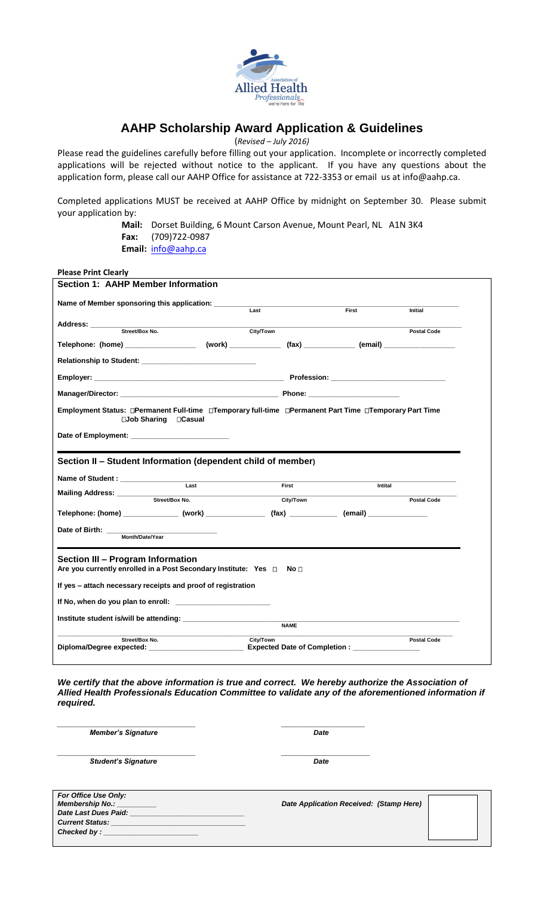# AAHP Scholarship Award Application & Guidelines

(*Revised – July 2016*)

Please read the guidelines carefully before filling out your application. Incomplete or incorrectly completed applications will be rejected without notice to the applicant. If you have any questions about the application form, please call our AAHP Office for assistance at 722-3353 or email us at info@aahp.ca.

Completed applications MUST be received at AAHP Office by midnight on September 30. Please submit your application by:

**Mail:** Dorset Building, 6 Mount Carson Avenue, Mount Pearl, NL A1N 3K4
**Fax:** (709)722-0987
**Email:** info@aahp.ca

**Please Print Clearly**

## Section 1: AAHP Member Information

**Name of Member sponsoring this application:** ____________________ Last ____________________ First ____________ Initial

**Address:** ____________________ Street/Box No. ____________________ City/Town ____________ Postal Code

**Telephone: (home)** ______________ **(work)** ____________ **(fax)** ____________ **(email)** ______________

**Relationship to Student:** ________________________

**Employer:** ________________________________ **Profession:** ________________________

**Manager/Director:** ________________________________ **Phone:** ____________________

**Employment Status:** ☐Permanent Full-time ☐Temporary full-time ☐Permanent Part Time ☐Temporary Part Time ☐Job Sharing ☐Casual

**Date of Employment:** ____________________

## Section II – Student Information (dependent child of member)

**Name of Student :** ____________________ Last ____________________ First ____________ Intital

**Mailing Address:** ____________________ Street/Box No. ____________________ City/Town ____________ Postal Code

**Telephone: (home)** ____________ **(work)** ____________ **(fax)** ____________ **(email)** ____________

**Date of Birth:** ________________________ Month/Date/Year

## Section III – Program Information

**Are you currently enrolled in a Post Secondary Institute: Yes ☐ No ☐**

**If yes – attach necessary receipts and proof of registration**

**If No, when do you plan to enroll:** ____________________

**Institute student is/will be attending:** ________________________________ NAME

____________________ Street/Box No. ____________________ City/Town ____________ Postal Code

**Diploma/Degree expected:** ____________________ **Expected Date of Completion :** ______________

***We certify that the above information is true and correct. We hereby authorize the Association of Allied Health Professionals Education Committee to validate any of the aforementioned information if required.***

___________________________ ___________________
***Member's Signature*** ***Date***

___________________________ ___________________
***Student's Signature*** ***Date***

*For Office Use Only:*
*Membership No.:* __________
*Date Last Dues Paid:* ____________________
*Current Status:* ____________________
*Checked by :* ____________________

*Date Application Received: (Stamp Here)*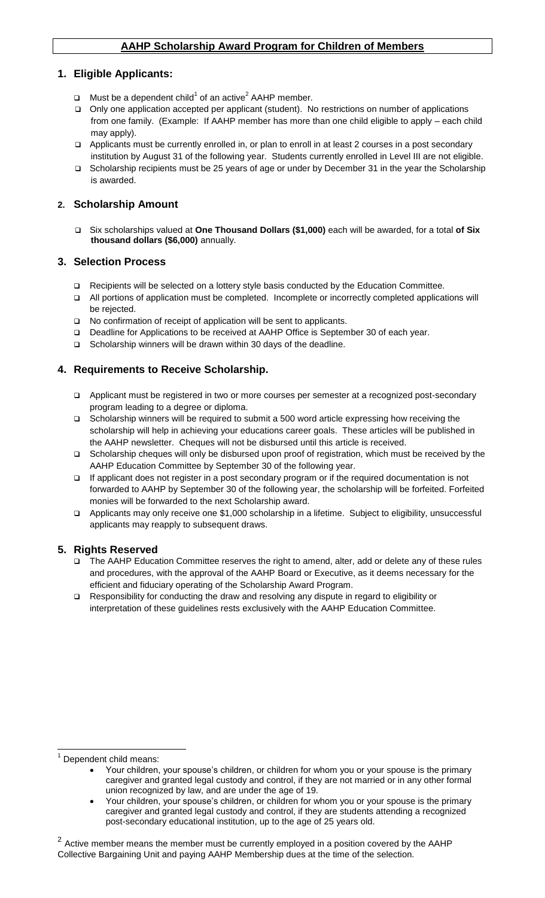# AAHP Scholarship Award Program for Children of Members

## 1. Eligible Applicants:

- Must be a dependent child[1] of an active[2] AAHP member.
- Only one application accepted per applicant (student). No restrictions on number of applications from one family. (Example: If AAHP member has more than one child eligible to apply – each child may apply).
- Applicants must be currently enrolled in, or plan to enroll in at least 2 courses in a post secondary institution by August 31 of the following year. Students currently enrolled in Level III are not eligible.
- Scholarship recipients must be 25 years of age or under by December 31 in the year the Scholarship is awarded.

## 2. Scholarship Amount

- Six scholarships valued at **One Thousand Dollars ($1,000)** each will be awarded, for a total **of Six thousand dollars ($6,000)** annually.

## 3. Selection Process

- Recipients will be selected on a lottery style basis conducted by the Education Committee.
- All portions of application must be completed. Incomplete or incorrectly completed applications will be rejected.
- No confirmation of receipt of application will be sent to applicants.
- Deadline for Applications to be received at AAHP Office is September 30 of each year.
- Scholarship winners will be drawn within 30 days of the deadline.

## 4. Requirements to Receive Scholarship.

- Applicant must be registered in two or more courses per semester at a recognized post-secondary program leading to a degree or diploma.
- Scholarship winners will be required to submit a 500 word article expressing how receiving the scholarship will help in achieving your educations career goals. These articles will be published in the AAHP newsletter. Cheques will not be disbursed until this article is received.
- Scholarship cheques will only be disbursed upon proof of registration, which must be received by the AAHP Education Committee by September 30 of the following year.
- If applicant does not register in a post secondary program or if the required documentation is not forwarded to AAHP by September 30 of the following year, the scholarship will be forfeited. Forfeited monies will be forwarded to the next Scholarship award.
- Applicants may only receive one $1,000 scholarship in a lifetime. Subject to eligibility, unsuccessful applicants may reapply to subsequent draws.

## 5. Rights Reserved

- The AAHP Education Committee reserves the right to amend, alter, add or delete any of these rules and procedures, with the approval of the AAHP Board or Executive, as it deems necessary for the efficient and fiduciary operating of the Scholarship Award Program.
- Responsibility for conducting the draw and resolving any dispute in regard to eligibility or interpretation of these guidelines rests exclusively with the AAHP Education Committee.

---

[1] Dependent child means:

- Your children, your spouse's children, or children for whom you or your spouse is the primary caregiver and granted legal custody and control, if they are not married or in any other formal union recognized by law, and are under the age of 19.
- Your children, your spouse's children, or children for whom you or your spouse is the primary caregiver and granted legal custody and control, if they are students attending a recognized post-secondary educational institution, up to the age of 25 years old.

[2] Active member means the member must be currently employed in a position covered by the AAHP Collective Bargaining Unit and paying AAHP Membership dues at the time of the selection.